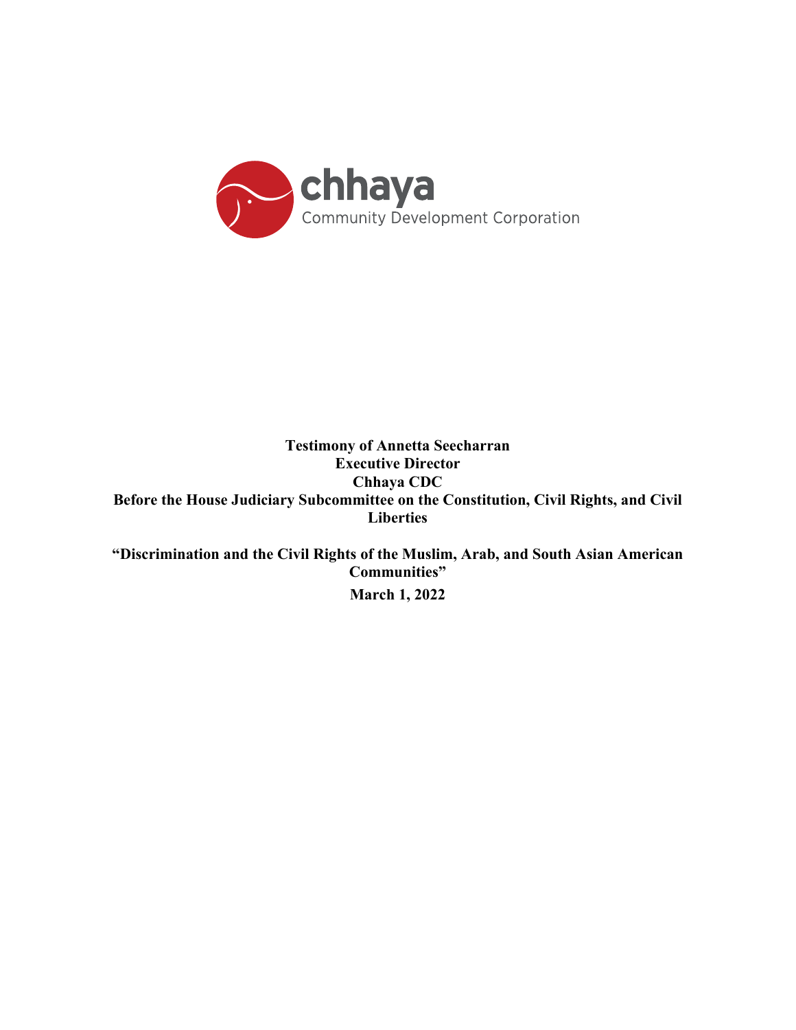chhaya

Community Development Corporation

**Testimony of Annetta Seecharran**
**Executive Director**
**Chhaya CDC**
**Before the House Judiciary Subcommittee on the Constitution, Civil Rights, and Civil Liberties**

**"Discrimination and the Civil Rights of the Muslim, Arab, and South Asian American Communities"**

**March 1, 2022**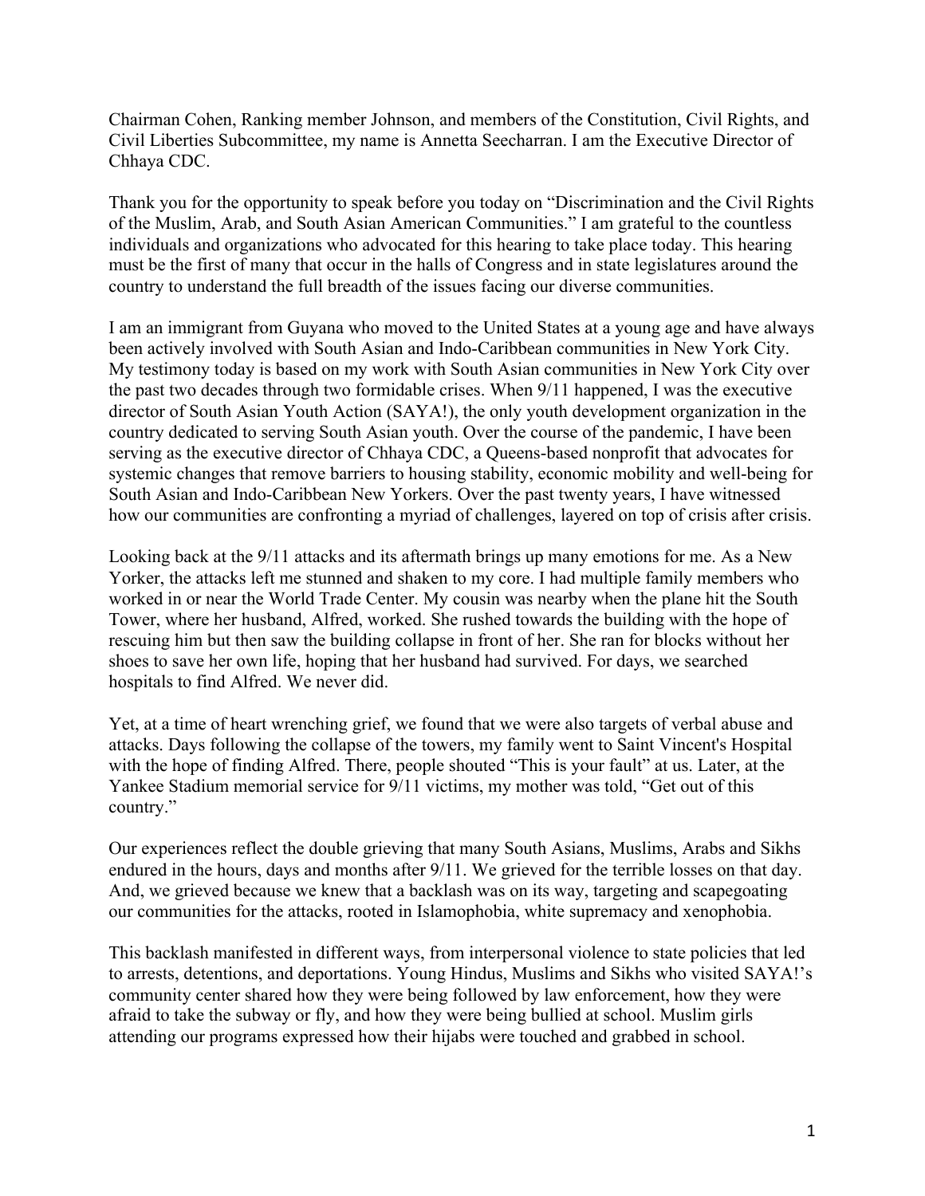Chairman Cohen, Ranking member Johnson, and members of the Constitution, Civil Rights, and Civil Liberties Subcommittee, my name is Annetta Seecharran. I am the Executive Director of Chhaya CDC.

Thank you for the opportunity to speak before you today on "Discrimination and the Civil Rights of the Muslim, Arab, and South Asian American Communities." I am grateful to the countless individuals and organizations who advocated for this hearing to take place today. This hearing must be the first of many that occur in the halls of Congress and in state legislatures around the country to understand the full breadth of the issues facing our diverse communities.

I am an immigrant from Guyana who moved to the United States at a young age and have always been actively involved with South Asian and Indo-Caribbean communities in New York City. My testimony today is based on my work with South Asian communities in New York City over the past two decades through two formidable crises. When 9/11 happened, I was the executive director of South Asian Youth Action (SAYA!), the only youth development organization in the country dedicated to serving South Asian youth. Over the course of the pandemic, I have been serving as the executive director of Chhaya CDC, a Queens-based nonprofit that advocates for systemic changes that remove barriers to housing stability, economic mobility and well-being for South Asian and Indo-Caribbean New Yorkers. Over the past twenty years, I have witnessed how our communities are confronting a myriad of challenges, layered on top of crisis after crisis.

Looking back at the 9/11 attacks and its aftermath brings up many emotions for me. As a New Yorker, the attacks left me stunned and shaken to my core. I had multiple family members who worked in or near the World Trade Center. My cousin was nearby when the plane hit the South Tower, where her husband, Alfred, worked. She rushed towards the building with the hope of rescuing him but then saw the building collapse in front of her. She ran for blocks without her shoes to save her own life, hoping that her husband had survived. For days, we searched hospitals to find Alfred. We never did.

Yet, at a time of heart wrenching grief, we found that we were also targets of verbal abuse and attacks. Days following the collapse of the towers, my family went to Saint Vincent's Hospital with the hope of finding Alfred. There, people shouted "This is your fault" at us. Later, at the Yankee Stadium memorial service for 9/11 victims, my mother was told, "Get out of this country."

Our experiences reflect the double grieving that many South Asians, Muslims, Arabs and Sikhs endured in the hours, days and months after 9/11. We grieved for the terrible losses on that day. And, we grieved because we knew that a backlash was on its way, targeting and scapegoating our communities for the attacks, rooted in Islamophobia, white supremacy and xenophobia.

This backlash manifested in different ways, from interpersonal violence to state policies that led to arrests, detentions, and deportations. Young Hindus, Muslims and Sikhs who visited SAYA!'s community center shared how they were being followed by law enforcement, how they were afraid to take the subway or fly, and how they were being bullied at school. Muslim girls attending our programs expressed how their hijabs were touched and grabbed in school.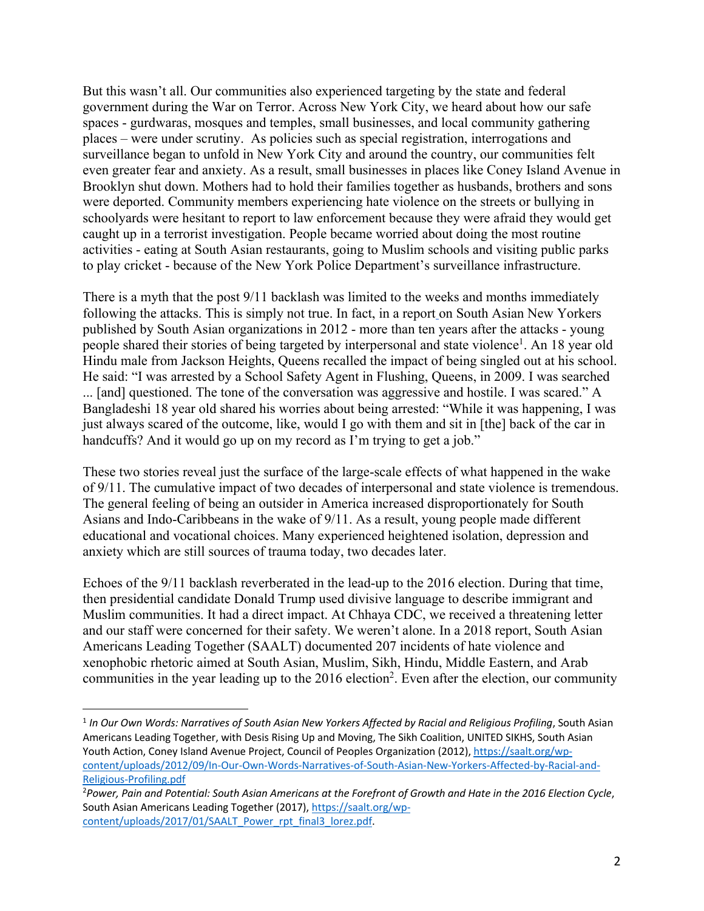But this wasn't all. Our communities also experienced targeting by the state and federal government during the War on Terror. Across New York City, we heard about how our safe spaces - gurdwaras, mosques and temples, small businesses, and local community gathering places – were under scrutiny. As policies such as special registration, interrogations and surveillance began to unfold in New York City and around the country, our communities felt even greater fear and anxiety. As a result, small businesses in places like Coney Island Avenue in Brooklyn shut down. Mothers had to hold their families together as husbands, brothers and sons were deported. Community members experiencing hate violence on the streets or bullying in schoolyards were hesitant to report to law enforcement because they were afraid they would get caught up in a terrorist investigation. People became worried about doing the most routine activities - eating at South Asian restaurants, going to Muslim schools and visiting public parks to play cricket - because of the New York Police Department's surveillance infrastructure.

There is a myth that the post 9/11 backlash was limited to the weeks and months immediately following the attacks. This is simply not true. In fact, in a report on South Asian New Yorkers published by South Asian organizations in 2012 - more than ten years after the attacks - young people shared their stories of being targeted by interpersonal and state violence[1]. An 18 year old Hindu male from Jackson Heights, Queens recalled the impact of being singled out at his school. He said: "I was arrested by a School Safety Agent in Flushing, Queens, in 2009. I was searched ... [and] questioned. The tone of the conversation was aggressive and hostile. I was scared." A Bangladeshi 18 year old shared his worries about being arrested: "While it was happening, I was just always scared of the outcome, like, would I go with them and sit in [the] back of the car in handcuffs? And it would go up on my record as I'm trying to get a job."

These two stories reveal just the surface of the large-scale effects of what happened in the wake of 9/11. The cumulative impact of two decades of interpersonal and state violence is tremendous. The general feeling of being an outsider in America increased disproportionately for South Asians and Indo-Caribbeans in the wake of 9/11. As a result, young people made different educational and vocational choices. Many experienced heightened isolation, depression and anxiety which are still sources of trauma today, two decades later.

Echoes of the 9/11 backlash reverberated in the lead-up to the 2016 election. During that time, then presidential candidate Donald Trump used divisive language to describe immigrant and Muslim communities. It had a direct impact. At Chhaya CDC, we received a threatening letter and our staff were concerned for their safety. We weren't alone. In a 2018 report, South Asian Americans Leading Together (SAALT) documented 207 incidents of hate violence and xenophobic rhetoric aimed at South Asian, Muslim, Sikh, Hindu, Middle Eastern, and Arab communities in the year leading up to the 2016 election[2]. Even after the election, our community

---

[1] *In Our Own Words: Narratives of South Asian New Yorkers Affected by Racial and Religious Profiling*, South Asian Americans Leading Together, with Desis Rising Up and Moving, The Sikh Coalition, UNITED SIKHS, South Asian Youth Action, Coney Island Avenue Project, Council of Peoples Organization (2012), https://saalt.org/wp-content/uploads/2012/09/In-Our-Own-Words-Narratives-of-South-Asian-New-Yorkers-Affected-by-Racial-and-Religious-Profiling.pdf

[2] *Power, Pain and Potential: South Asian Americans at the Forefront of Growth and Hate in the 2016 Election Cycle*, South Asian Americans Leading Together (2017), https://saalt.org/wp-content/uploads/2017/01/SAALT_Power_rpt_final3_lorez.pdf.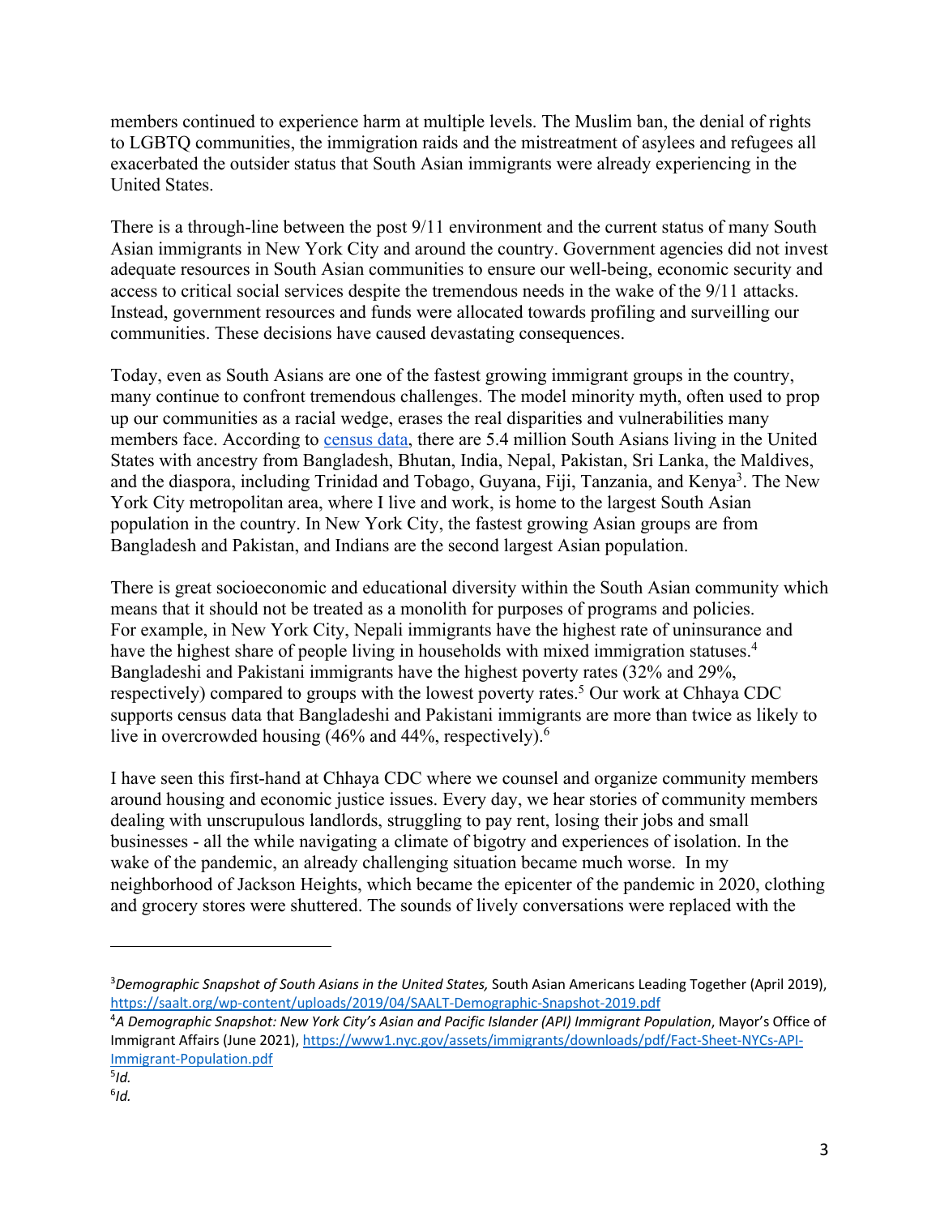members continued to experience harm at multiple levels. The Muslim ban, the denial of rights to LGBTQ communities, the immigration raids and the mistreatment of asylees and refugees all exacerbated the outsider status that South Asian immigrants were already experiencing in the United States.

There is a through-line between the post 9/11 environment and the current status of many South Asian immigrants in New York City and around the country. Government agencies did not invest adequate resources in South Asian communities to ensure our well-being, economic security and access to critical social services despite the tremendous needs in the wake of the 9/11 attacks. Instead, government resources and funds were allocated towards profiling and surveilling our communities. These decisions have caused devastating consequences.

Today, even as South Asians are one of the fastest growing immigrant groups in the country, many continue to confront tremendous challenges. The model minority myth, often used to prop up our communities as a racial wedge, erases the real disparities and vulnerabilities many members face. According to census data, there are 5.4 million South Asians living in the United States with ancestry from Bangladesh, Bhutan, India, Nepal, Pakistan, Sri Lanka, the Maldives, and the diaspora, including Trinidad and Tobago, Guyana, Fiji, Tanzania, and Kenya[3]. The New York City metropolitan area, where I live and work, is home to the largest South Asian population in the country. In New York City, the fastest growing Asian groups are from Bangladesh and Pakistan, and Indians are the second largest Asian population.

There is great socioeconomic and educational diversity within the South Asian community which means that it should not be treated as a monolith for purposes of programs and policies. For example, in New York City, Nepali immigrants have the highest rate of uninsurance and have the highest share of people living in households with mixed immigration statuses.[4] Bangladeshi and Pakistani immigrants have the highest poverty rates (32% and 29%, respectively) compared to groups with the lowest poverty rates.[5] Our work at Chhaya CDC supports census data that Bangladeshi and Pakistani immigrants are more than twice as likely to live in overcrowded housing (46% and 44%, respectively).[6]

I have seen this first-hand at Chhaya CDC where we counsel and organize community members around housing and economic justice issues. Every day, we hear stories of community members dealing with unscrupulous landlords, struggling to pay rent, losing their jobs and small businesses - all the while navigating a climate of bigotry and experiences of isolation. In the wake of the pandemic, an already challenging situation became much worse. In my neighborhood of Jackson Heights, which became the epicenter of the pandemic in 2020, clothing and grocery stores were shuttered. The sounds of lively conversations were replaced with the

---

[3] *Demographic Snapshot of South Asians in the United States,* South Asian Americans Leading Together (April 2019), https://saalt.org/wp-content/uploads/2019/04/SAALT-Demographic-Snapshot-2019.pdf

[4] *A Demographic Snapshot: New York City's Asian and Pacific Islander (API) Immigrant Population*, Mayor's Office of Immigrant Affairs (June 2021), https://www1.nyc.gov/assets/immigrants/downloads/pdf/Fact-Sheet-NYCs-API-Immigrant-Population.pdf

[5] *Id.*

[6] *Id.*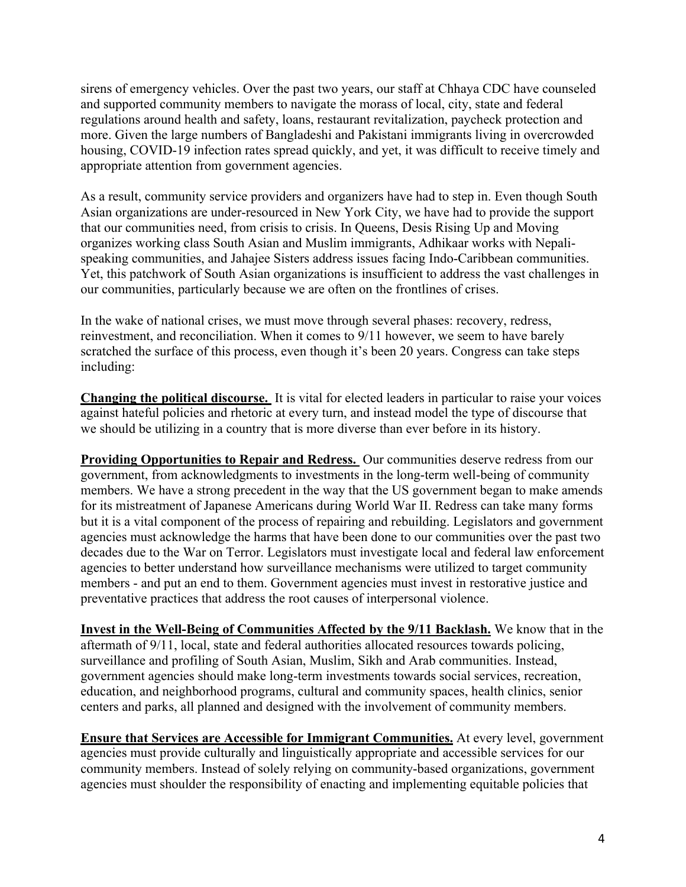sirens of emergency vehicles. Over the past two years, our staff at Chhaya CDC have counseled and supported community members to navigate the morass of local, city, state and federal regulations around health and safety, loans, restaurant revitalization, paycheck protection and more. Given the large numbers of Bangladeshi and Pakistani immigrants living in overcrowded housing, COVID-19 infection rates spread quickly, and yet, it was difficult to receive timely and appropriate attention from government agencies.

As a result, community service providers and organizers have had to step in. Even though South Asian organizations are under-resourced in New York City, we have had to provide the support that our communities need, from crisis to crisis. In Queens, Desis Rising Up and Moving organizes working class South Asian and Muslim immigrants, Adhikaar works with Nepali-speaking communities, and Jahajee Sisters address issues facing Indo-Caribbean communities. Yet, this patchwork of South Asian organizations is insufficient to address the vast challenges in our communities, particularly because we are often on the frontlines of crises.

In the wake of national crises, we must move through several phases: recovery, redress, reinvestment, and reconciliation. When it comes to 9/11 however, we seem to have barely scratched the surface of this process, even though it's been 20 years. Congress can take steps including:

**Changing the political discourse.** It is vital for elected leaders in particular to raise your voices against hateful policies and rhetoric at every turn, and instead model the type of discourse that we should be utilizing in a country that is more diverse than ever before in its history.

**Providing Opportunities to Repair and Redress.** Our communities deserve redress from our government, from acknowledgments to investments in the long-term well-being of community members. We have a strong precedent in the way that the US government began to make amends for its mistreatment of Japanese Americans during World War II. Redress can take many forms but it is a vital component of the process of repairing and rebuilding. Legislators and government agencies must acknowledge the harms that have been done to our communities over the past two decades due to the War on Terror. Legislators must investigate local and federal law enforcement agencies to better understand how surveillance mechanisms were utilized to target community members - and put an end to them. Government agencies must invest in restorative justice and preventative practices that address the root causes of interpersonal violence.

**Invest in the Well-Being of Communities Affected by the 9/11 Backlash.** We know that in the aftermath of 9/11, local, state and federal authorities allocated resources towards policing, surveillance and profiling of South Asian, Muslim, Sikh and Arab communities. Instead, government agencies should make long-term investments towards social services, recreation, education, and neighborhood programs, cultural and community spaces, health clinics, senior centers and parks, all planned and designed with the involvement of community members.

**Ensure that Services are Accessible for Immigrant Communities.** At every level, government agencies must provide culturally and linguistically appropriate and accessible services for our community members. Instead of solely relying on community-based organizations, government agencies must shoulder the responsibility of enacting and implementing equitable policies that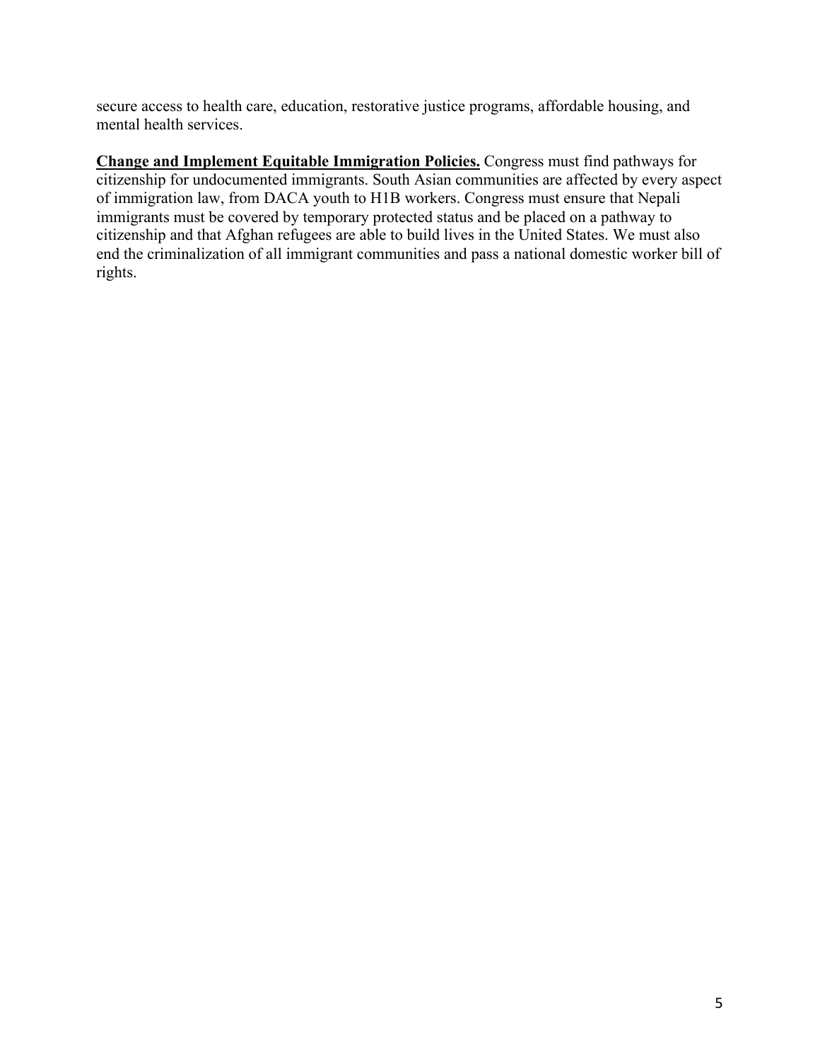secure access to health care, education, restorative justice programs, affordable housing, and mental health services.

**Change and Implement Equitable Immigration Policies.** Congress must find pathways for citizenship for undocumented immigrants. South Asian communities are affected by every aspect of immigration law, from DACA youth to H1B workers. Congress must ensure that Nepali immigrants must be covered by temporary protected status and be placed on a pathway to citizenship and that Afghan refugees are able to build lives in the United States. We must also end the criminalization of all immigrant communities and pass a national domestic worker bill of rights.